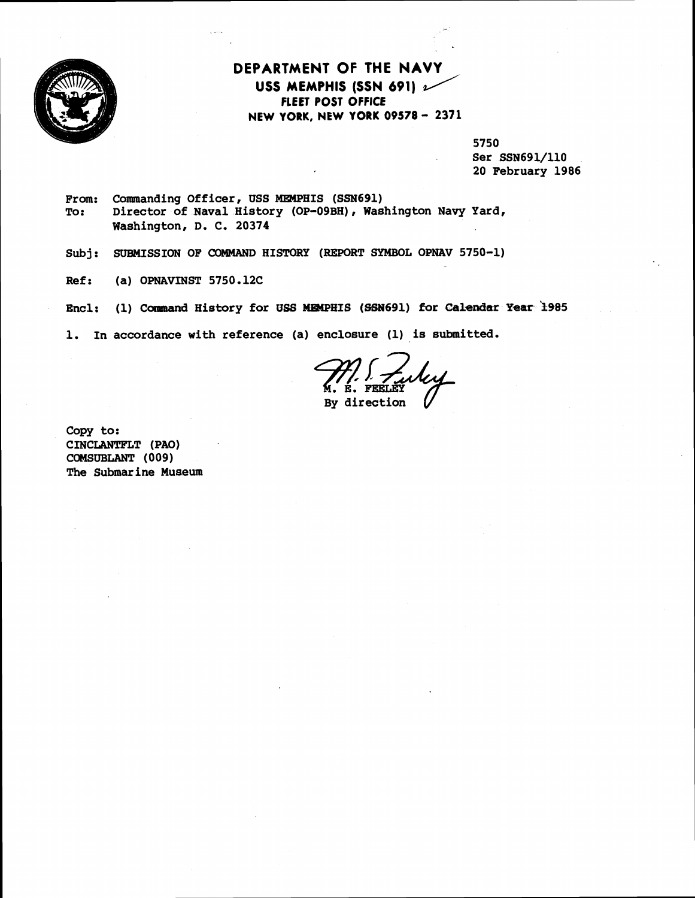# DEPARTMENT OF THE NAVY

**USS MEMPHIS (SSN 691)**
**FLEET POST OFFICE**
**NEW YORK, NEW YORK 09578 - 2371**

5750
Ser SSN691/110
20 February 1986

From: Commanding Officer, USS MEMPHIS (SSN691)
To: Director of Naval History (OP-09BH), Washington Navy Yard, Washington, D. C. 20374

Subj: SUBMISSION OF COMMAND HISTORY (REPORT SYMBOL OPNAV 5750-1)

Ref: (a) OPNAVINST 5750.12C

Encl: (1) Command History for USS MEMPHIS (SSN691) for Calendar Year 1985

1. In accordance with reference (a) enclosure (1) is submitted.

M. E. FEELEY
By direction

Copy to:
CINCLANTFLT (PAO)
COMSUBLANT (009)
The Submarine Museum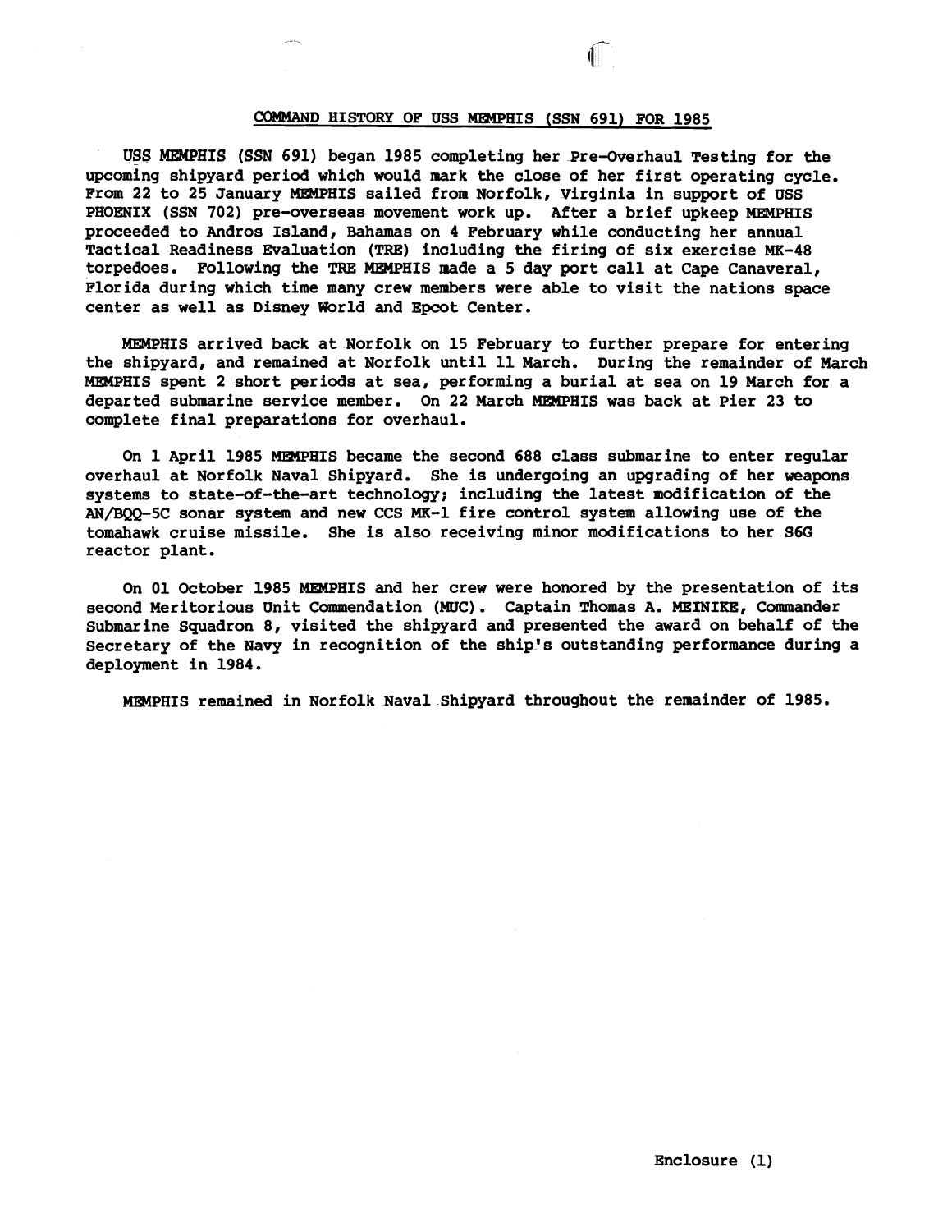## COMMAND HISTORY OF USS MEMPHIS (SSN 691) FOR 1985

USS MEMPHIS (SSN 691) began 1985 completing her Pre-Overhaul Testing for the upcoming shipyard period which would mark the close of her first operating cycle. From 22 to 25 January MEMPHIS sailed from Norfolk, Virginia in support of USS PHOENIX (SSN 702) pre-overseas movement work up. After a brief upkeep MEMPHIS proceeded to Andros Island, Bahamas on 4 February while conducting her annual Tactical Readiness Evaluation (TRE) including the firing of six exercise MK-48 torpedoes. Following the TRE MEMPHIS made a 5 day port call at Cape Canaveral, Florida during which time many crew members were able to visit the nations space center as well as Disney World and Epcot Center.

MEMPHIS arrived back at Norfolk on 15 February to further prepare for entering the shipyard, and remained at Norfolk until 11 March. During the remainder of March MEMPHIS spent 2 short periods at sea, performing a burial at sea on 19 March for a departed submarine service member. On 22 March MEMPHIS was back at Pier 23 to complete final preparations for overhaul.

On 1 April 1985 MEMPHIS became the second 688 class submarine to enter regular overhaul at Norfolk Naval Shipyard. She is undergoing an upgrading of her weapons systems to state-of-the-art technology; including the latest modification of the AN/BQQ-5C sonar system and new CCS MK-1 fire control system allowing use of the tomahawk cruise missile. She is also receiving minor modifications to her S6G reactor plant.

On 01 October 1985 MEMPHIS and her crew were honored by the presentation of its second Meritorious Unit Commendation (MUC). Captain Thomas A. MEINIKE, Commander Submarine Squadron 8, visited the shipyard and presented the award on behalf of the Secretary of the Navy in recognition of the ship's outstanding performance during a deployment in 1984.

MEMPHIS remained in Norfolk Naval Shipyard throughout the remainder of 1985.

Enclosure (1)